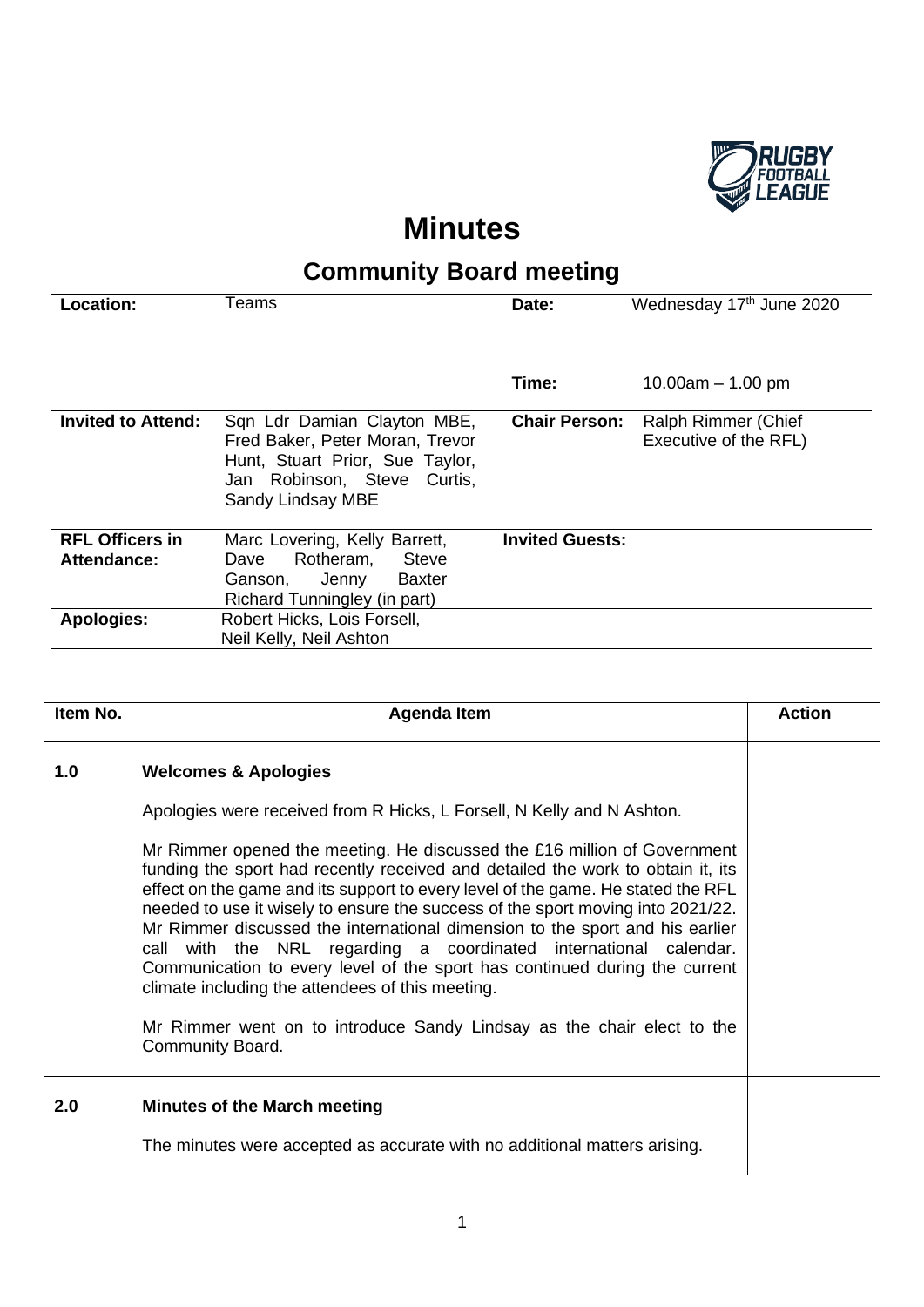# Minutes

## Community Board meeting

| | | | |
|---|---|---|---|
| **Location:** | Teams | **Date:** | Wednesday 17th June 2020 |
| | | **Time:** | 10.00am – 1.00 pm |
| **Invited to Attend:** | Sqn Ldr Damian Clayton MBE, Fred Baker, Peter Moran, Trevor Hunt, Stuart Prior, Sue Taylor, Jan Robinson, Steve Curtis, Sandy Lindsay MBE | **Chair Person:** | Ralph Rimmer (Chief Executive of the RFL) |
| **RFL Officers in Attendance:** | Marc Lovering, Kelly Barrett, Dave Rotheram, Steve Ganson, Jenny Baxter Richard Tunningley (in part) | **Invited Guests:** | |
| **Apologies:** | Robert Hicks, Lois Forsell, Neil Kelly, Neil Ashton | | |

| Item No. | Agenda Item | Action |
|---|---|---|
| 1.0 | **Welcomes & Apologies**<br><br>Apologies were received from R Hicks, L Forsell, N Kelly and N Ashton.<br><br>Mr Rimmer opened the meeting. He discussed the £16 million of Government funding the sport had recently received and detailed the work to obtain it, its effect on the game and its support to every level of the game. He stated the RFL needed to use it wisely to ensure the success of the sport moving into 2021/22. Mr Rimmer discussed the international dimension to the sport and his earlier call with the NRL regarding a coordinated international calendar. Communication to every level of the sport has continued during the current climate including the attendees of this meeting.<br><br>Mr Rimmer went on to introduce Sandy Lindsay as the chair elect to the Community Board. | |
| 2.0 | **Minutes of the March meeting**<br><br>The minutes were accepted as accurate with no additional matters arising. | |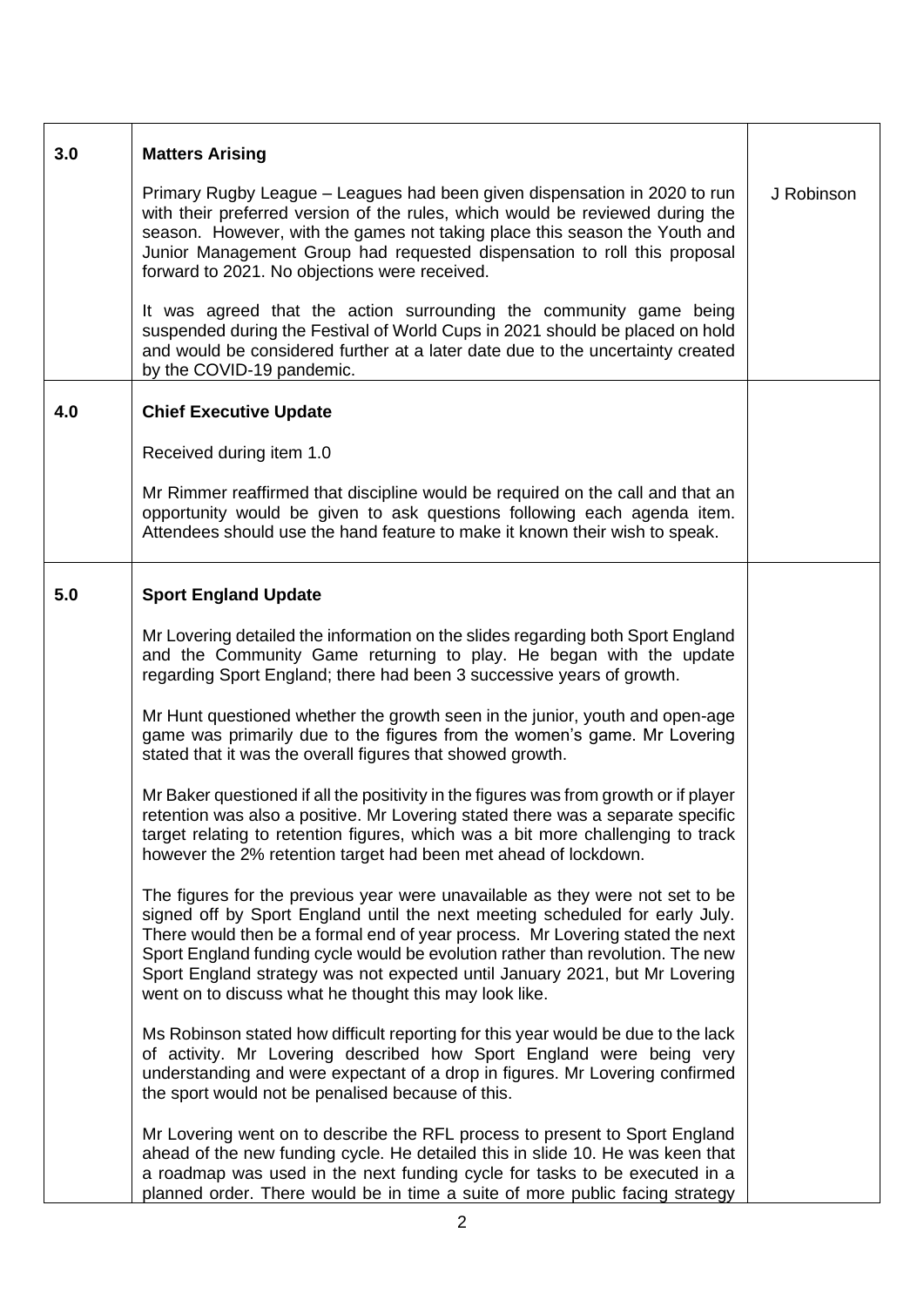| | | |
|---|---|---|
| **3.0** | **Matters Arising**<br><br>Primary Rugby League – Leagues had been given dispensation in 2020 to run with their preferred version of the rules, which would be reviewed during the season. However, with the games not taking place this season the Youth and Junior Management Group had requested dispensation to roll this proposal forward to 2021. No objections were received.<br><br>It was agreed that the action surrounding the community game being suspended during the Festival of World Cups in 2021 should be placed on hold and would be considered further at a later date due to the uncertainty created by the COVID-19 pandemic. | J Robinson |
| **4.0** | **Chief Executive Update**<br><br>Received during item 1.0<br><br>Mr Rimmer reaffirmed that discipline would be required on the call and that an opportunity would be given to ask questions following each agenda item. Attendees should use the hand feature to make it known their wish to speak. | |
| **5.0** | **Sport England Update**<br><br>Mr Lovering detailed the information on the slides regarding both Sport England and the Community Game returning to play. He began with the update regarding Sport England; there had been 3 successive years of growth.<br><br>Mr Hunt questioned whether the growth seen in the junior, youth and open-age game was primarily due to the figures from the women's game. Mr Lovering stated that it was the overall figures that showed growth.<br><br>Mr Baker questioned if all the positivity in the figures was from growth or if player retention was also a positive. Mr Lovering stated there was a separate specific target relating to retention figures, which was a bit more challenging to track however the 2% retention target had been met ahead of lockdown.<br><br>The figures for the previous year were unavailable as they were not set to be signed off by Sport England until the next meeting scheduled for early July. There would then be a formal end of year process. Mr Lovering stated the next Sport England funding cycle would be evolution rather than revolution. The new Sport England strategy was not expected until January 2021, but Mr Lovering went on to discuss what he thought this may look like.<br><br>Ms Robinson stated how difficult reporting for this year would be due to the lack of activity. Mr Lovering described how Sport England were being very understanding and were expectant of a drop in figures. Mr Lovering confirmed the sport would not be penalised because of this.<br><br>Mr Lovering went on to describe the RFL process to present to Sport England ahead of the new funding cycle. He detailed this in slide 10. He was keen that a roadmap was used in the next funding cycle for tasks to be executed in a planned order. There would be in time a suite of more public facing strategy | |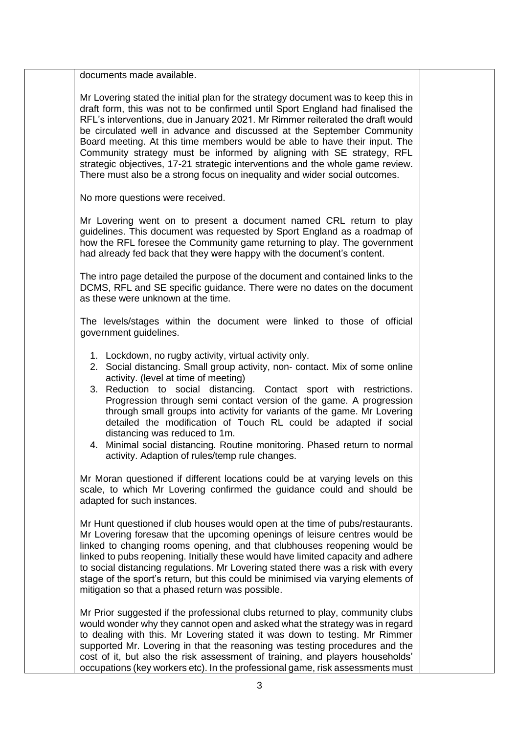documents made available.

Mr Lovering stated the initial plan for the strategy document was to keep this in draft form, this was not to be confirmed until Sport England had finalised the RFL's interventions, due in January 2021. Mr Rimmer reiterated the draft would be circulated well in advance and discussed at the September Community Board meeting. At this time members would be able to have their input. The Community strategy must be informed by aligning with SE strategy, RFL strategic objectives, 17-21 strategic interventions and the whole game review. There must also be a strong focus on inequality and wider social outcomes.

No more questions were received.

Mr Lovering went on to present a document named CRL return to play guidelines. This document was requested by Sport England as a roadmap of how the RFL foresee the Community game returning to play. The government had already fed back that they were happy with the document's content.

The intro page detailed the purpose of the document and contained links to the DCMS, RFL and SE specific guidance. There were no dates on the document as these were unknown at the time.

The levels/stages within the document were linked to those of official government guidelines.

1. Lockdown, no rugby activity, virtual activity only.
2. Social distancing. Small group activity, non- contact. Mix of some online activity. (level at time of meeting)
3. Reduction to social distancing. Contact sport with restrictions. Progression through semi contact version of the game. A progression through small groups into activity for variants of the game. Mr Lovering detailed the modification of Touch RL could be adapted if social distancing was reduced to 1m.
4. Minimal social distancing. Routine monitoring. Phased return to normal activity. Adaption of rules/temp rule changes.

Mr Moran questioned if different locations could be at varying levels on this scale, to which Mr Lovering confirmed the guidance could and should be adapted for such instances.

Mr Hunt questioned if club houses would open at the time of pubs/restaurants. Mr Lovering foresaw that the upcoming openings of leisure centres would be linked to changing rooms opening, and that clubhouses reopening would be linked to pubs reopening. Initially these would have limited capacity and adhere to social distancing regulations. Mr Lovering stated there was a risk with every stage of the sport's return, but this could be minimised via varying elements of mitigation so that a phased return was possible.

Mr Prior suggested if the professional clubs returned to play, community clubs would wonder why they cannot open and asked what the strategy was in regard to dealing with this. Mr Lovering stated it was down to testing. Mr Rimmer supported Mr. Lovering in that the reasoning was testing procedures and the cost of it, but also the risk assessment of training, and players households' occupations (key workers etc). In the professional game, risk assessments must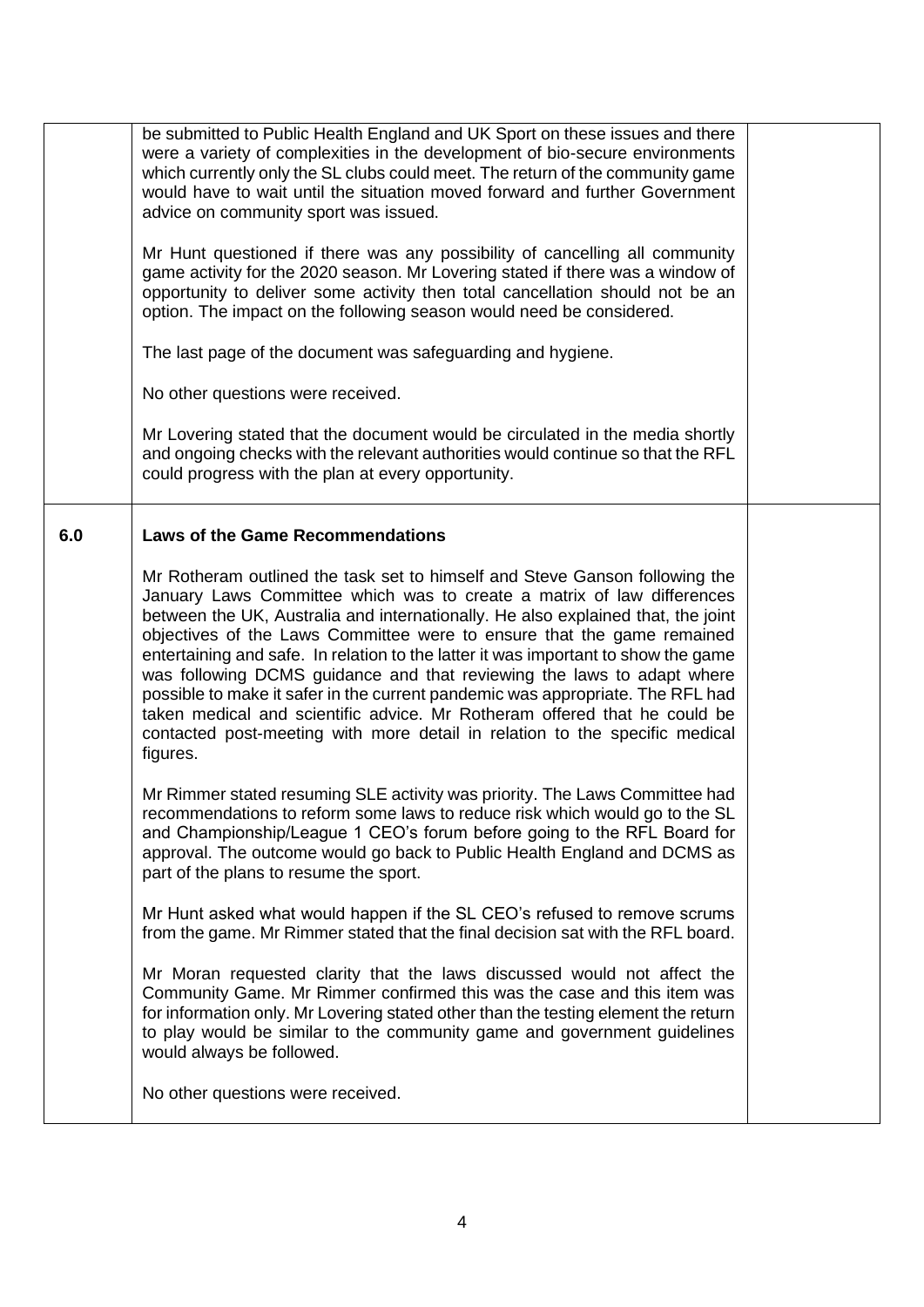| | | |
|---|---|---|
| | be submitted to Public Health England and UK Sport on these issues and there were a variety of complexities in the development of bio-secure environments which currently only the SL clubs could meet. The return of the community game would have to wait until the situation moved forward and further Government advice on community sport was issued.<br><br>Mr Hunt questioned if there was any possibility of cancelling all community game activity for the 2020 season. Mr Lovering stated if there was a window of opportunity to deliver some activity then total cancellation should not be an option. The impact on the following season would need be considered.<br><br>The last page of the document was safeguarding and hygiene.<br><br>No other questions were received.<br><br>Mr Lovering stated that the document would be circulated in the media shortly and ongoing checks with the relevant authorities would continue so that the RFL could progress with the plan at every opportunity. | |
| **6.0** | **Laws of the Game Recommendations**<br><br>Mr Rotheram outlined the task set to himself and Steve Ganson following the January Laws Committee which was to create a matrix of law differences between the UK, Australia and internationally. He also explained that, the joint objectives of the Laws Committee were to ensure that the game remained entertaining and safe. In relation to the latter it was important to show the game was following DCMS guidance and that reviewing the laws to adapt where possible to make it safer in the current pandemic was appropriate. The RFL had taken medical and scientific advice. Mr Rotheram offered that he could be contacted post-meeting with more detail in relation to the specific medical figures.<br><br>Mr Rimmer stated resuming SLE activity was priority. The Laws Committee had recommendations to reform some laws to reduce risk which would go to the SL and Championship/League 1 CEO's forum before going to the RFL Board for approval. The outcome would go back to Public Health England and DCMS as part of the plans to resume the sport.<br><br>Mr Hunt asked what would happen if the SL CEO's refused to remove scrums from the game. Mr Rimmer stated that the final decision sat with the RFL board.<br><br>Mr Moran requested clarity that the laws discussed would not affect the Community Game. Mr Rimmer confirmed this was the case and this item was for information only. Mr Lovering stated other than the testing element the return to play would be similar to the community game and government guidelines would always be followed.<br><br>No other questions were received. | |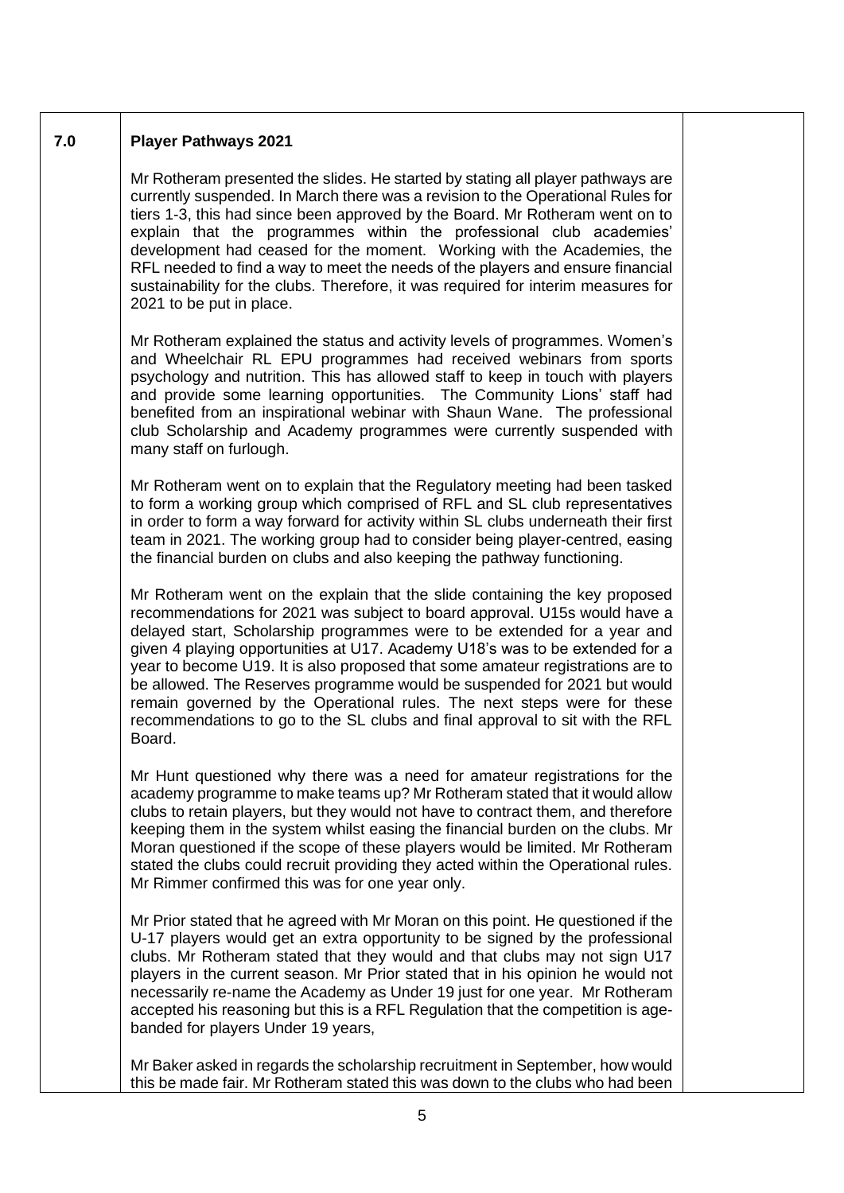## 7.0 Player Pathways 2021

Mr Rotheram presented the slides. He started by stating all player pathways are currently suspended. In March there was a revision to the Operational Rules for tiers 1-3, this had since been approved by the Board. Mr Rotheram went on to explain that the programmes within the professional club academies' development had ceased for the moment. Working with the Academies, the RFL needed to find a way to meet the needs of the players and ensure financial sustainability for the clubs. Therefore, it was required for interim measures for 2021 to be put in place.

Mr Rotheram explained the status and activity levels of programmes. Women's and Wheelchair RL EPU programmes had received webinars from sports psychology and nutrition. This has allowed staff to keep in touch with players and provide some learning opportunities. The Community Lions' staff had benefited from an inspirational webinar with Shaun Wane. The professional club Scholarship and Academy programmes were currently suspended with many staff on furlough.

Mr Rotheram went on to explain that the Regulatory meeting had been tasked to form a working group which comprised of RFL and SL club representatives in order to form a way forward for activity within SL clubs underneath their first team in 2021. The working group had to consider being player-centred, easing the financial burden on clubs and also keeping the pathway functioning.

Mr Rotheram went on the explain that the slide containing the key proposed recommendations for 2021 was subject to board approval. U15s would have a delayed start, Scholarship programmes were to be extended for a year and given 4 playing opportunities at U17. Academy U18's was to be extended for a year to become U19. It is also proposed that some amateur registrations are to be allowed. The Reserves programme would be suspended for 2021 but would remain governed by the Operational rules. The next steps were for these recommendations to go to the SL clubs and final approval to sit with the RFL Board.

Mr Hunt questioned why there was a need for amateur registrations for the academy programme to make teams up? Mr Rotheram stated that it would allow clubs to retain players, but they would not have to contract them, and therefore keeping them in the system whilst easing the financial burden on the clubs. Mr Moran questioned if the scope of these players would be limited. Mr Rotheram stated the clubs could recruit providing they acted within the Operational rules. Mr Rimmer confirmed this was for one year only.

Mr Prior stated that he agreed with Mr Moran on this point. He questioned if the U-17 players would get an extra opportunity to be signed by the professional clubs. Mr Rotheram stated that they would and that clubs may not sign U17 players in the current season. Mr Prior stated that in his opinion he would not necessarily re-name the Academy as Under 19 just for one year. Mr Rotheram accepted his reasoning but this is a RFL Regulation that the competition is age-banded for players Under 19 years,

Mr Baker asked in regards the scholarship recruitment in September, how would this be made fair. Mr Rotheram stated this was down to the clubs who had been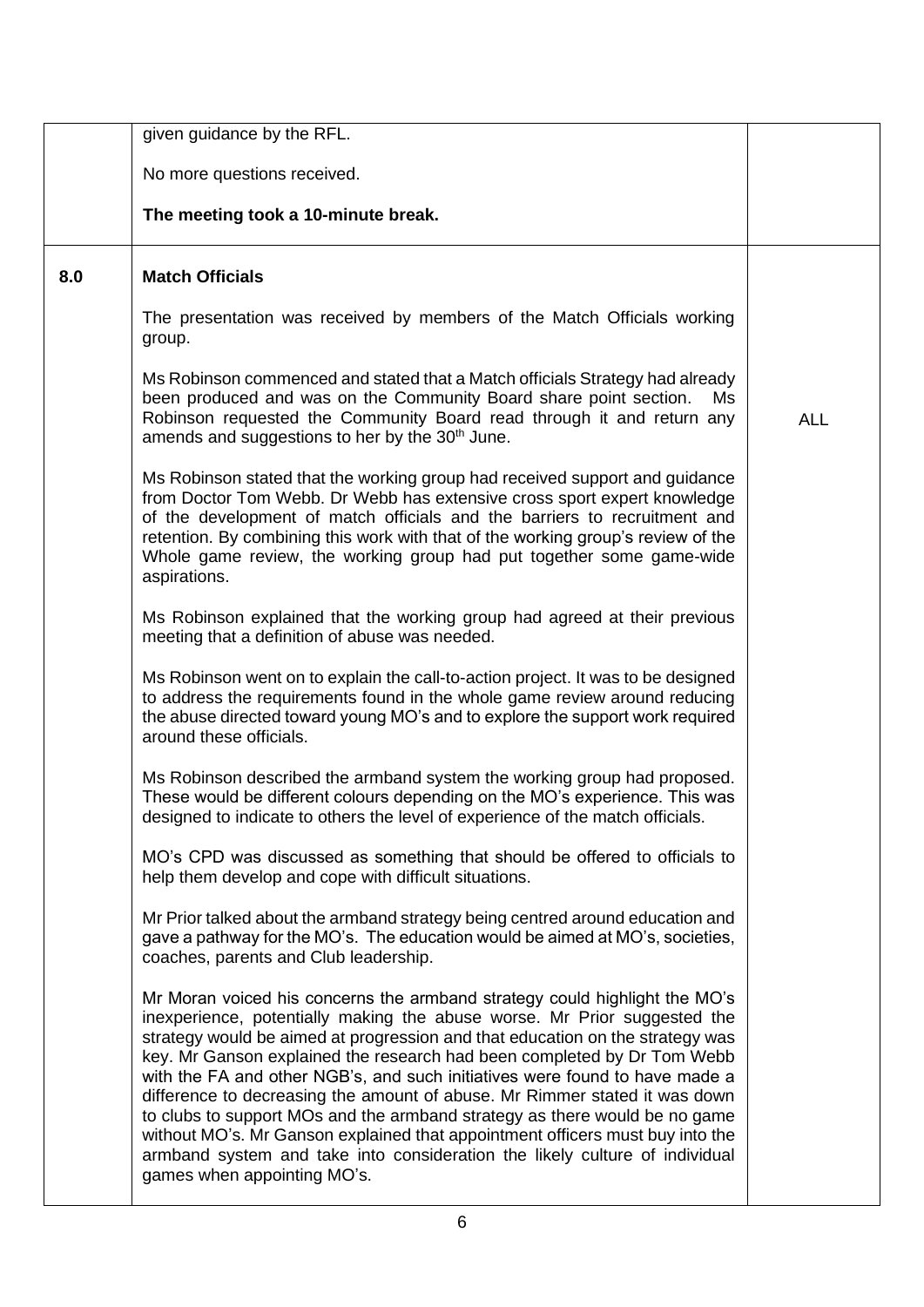| | | |
|---|---|---|
| | given guidance by the RFL.<br><br>No more questions received.<br><br>**The meeting took a 10-minute break.** | |
| **8.0** | **Match Officials**<br><br>The presentation was received by members of the Match Officials working group.<br><br>Ms Robinson commenced and stated that a Match officials Strategy had already been produced and was on the Community Board share point section. Ms Robinson requested the Community Board read through it and return any amends and suggestions to her by the 30th June.<br><br>Ms Robinson stated that the working group had received support and guidance from Doctor Tom Webb. Dr Webb has extensive cross sport expert knowledge of the development of match officials and the barriers to recruitment and retention. By combining this work with that of the working group's review of the Whole game review, the working group had put together some game-wide aspirations.<br><br>Ms Robinson explained that the working group had agreed at their previous meeting that a definition of abuse was needed.<br><br>Ms Robinson went on to explain the call-to-action project. It was to be designed to address the requirements found in the whole game review around reducing the abuse directed toward young MO's and to explore the support work required around these officials.<br><br>Ms Robinson described the armband system the working group had proposed. These would be different colours depending on the MO's experience. This was designed to indicate to others the level of experience of the match officials.<br><br>MO's CPD was discussed as something that should be offered to officials to help them develop and cope with difficult situations.<br><br>Mr Prior talked about the armband strategy being centred around education and gave a pathway for the MO's. The education would be aimed at MO's, societies, coaches, parents and Club leadership.<br><br>Mr Moran voiced his concerns the armband strategy could highlight the MO's inexperience, potentially making the abuse worse. Mr Prior suggested the strategy would be aimed at progression and that education on the strategy was key. Mr Ganson explained the research had been completed by Dr Tom Webb with the FA and other NGB's, and such initiatives were found to have made a difference to decreasing the amount of abuse. Mr Rimmer stated it was down to clubs to support MOs and the armband strategy as there would be no game without MO's. Mr Ganson explained that appointment officers must buy into the armband system and take into consideration the likely culture of individual games when appointing MO's. | ALL |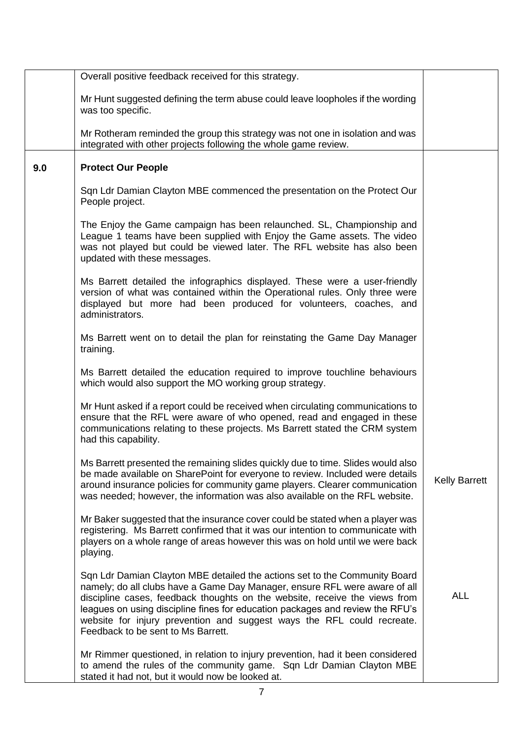| | | |
|---|---|---|
| | Overall positive feedback received for this strategy.<br><br>Mr Hunt suggested defining the term abuse could leave loopholes if the wording was too specific.<br><br>Mr Rotheram reminded the group this strategy was not one in isolation and was integrated with other projects following the whole game review. | |
| **9.0** | **Protect Our People**<br><br>Sqn Ldr Damian Clayton MBE commenced the presentation on the Protect Our People project.<br><br>The Enjoy the Game campaign has been relaunched. SL, Championship and League 1 teams have been supplied with Enjoy the Game assets. The video was not played but could be viewed later. The RFL website has also been updated with these messages.<br><br>Ms Barrett detailed the infographics displayed. These were a user-friendly version of what was contained within the Operational rules. Only three were displayed but more had been produced for volunteers, coaches, and administrators.<br><br>Ms Barrett went on to detail the plan for reinstating the Game Day Manager training.<br><br>Ms Barrett detailed the education required to improve touchline behaviours which would also support the MO working group strategy.<br><br>Mr Hunt asked if a report could be received when circulating communications to ensure that the RFL were aware of who opened, read and engaged in these communications relating to these projects. Ms Barrett stated the CRM system had this capability.<br><br>Ms Barrett presented the remaining slides quickly due to time. Slides would also be made available on SharePoint for everyone to review. Included were details around insurance policies for community game players. Clearer communication was needed; however, the information was also available on the RFL website. | Kelly Barrett |
| | Mr Baker suggested that the insurance cover could be stated when a player was registering. Ms Barrett confirmed that it was our intention to communicate with players on a whole range of areas however this was on hold until we were back playing.<br><br>Sqn Ldr Damian Clayton MBE detailed the actions set to the Community Board namely; do all clubs have a Game Day Manager, ensure RFL were aware of all discipline cases, feedback thoughts on the website, receive the views from leagues on using discipline fines for education packages and review the RFU's website for injury prevention and suggest ways the RFL could recreate. Feedback to be sent to Ms Barrett. | ALL |
| | Mr Rimmer questioned, in relation to injury prevention, had it been considered to amend the rules of the community game. Sqn Ldr Damian Clayton MBE stated it had not, but it would now be looked at. | |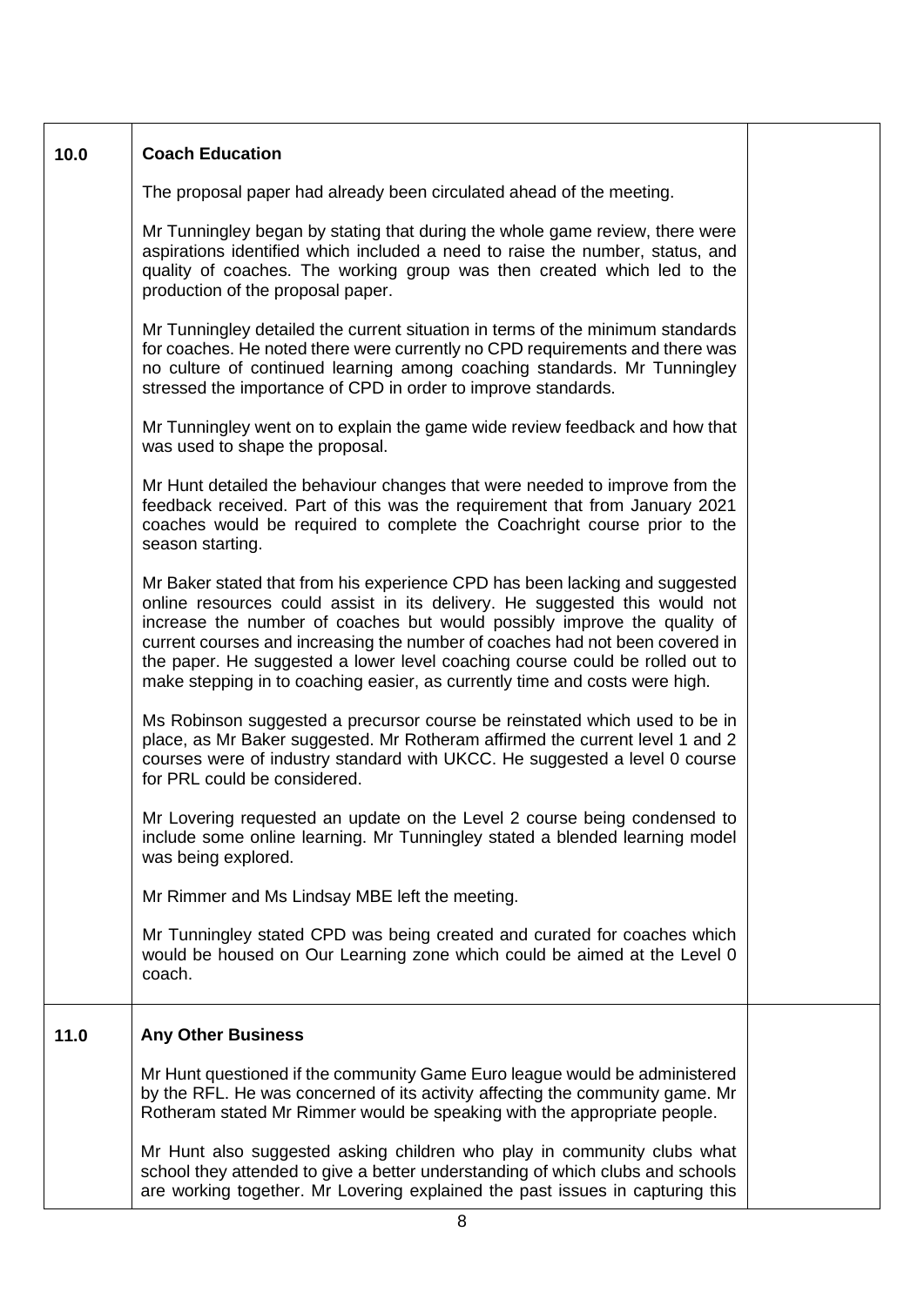| | | |
|---|---|---|
| **10.0** | **Coach Education**<br><br>The proposal paper had already been circulated ahead of the meeting.<br><br>Mr Tunningley began by stating that during the whole game review, there were aspirations identified which included a need to raise the number, status, and quality of coaches. The working group was then created which led to the production of the proposal paper.<br><br>Mr Tunningley detailed the current situation in terms of the minimum standards for coaches. He noted there were currently no CPD requirements and there was no culture of continued learning among coaching standards. Mr Tunningley stressed the importance of CPD in order to improve standards.<br><br>Mr Tunningley went on to explain the game wide review feedback and how that was used to shape the proposal.<br><br>Mr Hunt detailed the behaviour changes that were needed to improve from the feedback received. Part of this was the requirement that from January 2021 coaches would be required to complete the Coachright course prior to the season starting.<br><br>Mr Baker stated that from his experience CPD has been lacking and suggested online resources could assist in its delivery. He suggested this would not increase the number of coaches but would possibly improve the quality of current courses and increasing the number of coaches had not been covered in the paper. He suggested a lower level coaching course could be rolled out to make stepping in to coaching easier, as currently time and costs were high.<br><br>Ms Robinson suggested a precursor course be reinstated which used to be in place, as Mr Baker suggested. Mr Rotheram affirmed the current level 1 and 2 courses were of industry standard with UKCC. He suggested a level 0 course for PRL could be considered.<br><br>Mr Lovering requested an update on the Level 2 course being condensed to include some online learning. Mr Tunningley stated a blended learning model was being explored.<br><br>Mr Rimmer and Ms Lindsay MBE left the meeting.<br><br>Mr Tunningley stated CPD was being created and curated for coaches which would be housed on Our Learning zone which could be aimed at the Level 0 coach. | |
| **11.0** | **Any Other Business**<br><br>Mr Hunt questioned if the community Game Euro league would be administered by the RFL. He was concerned of its activity affecting the community game. Mr Rotheram stated Mr Rimmer would be speaking with the appropriate people.<br><br>Mr Hunt also suggested asking children who play in community clubs what school they attended to give a better understanding of which clubs and schools are working together. Mr Lovering explained the past issues in capturing this | |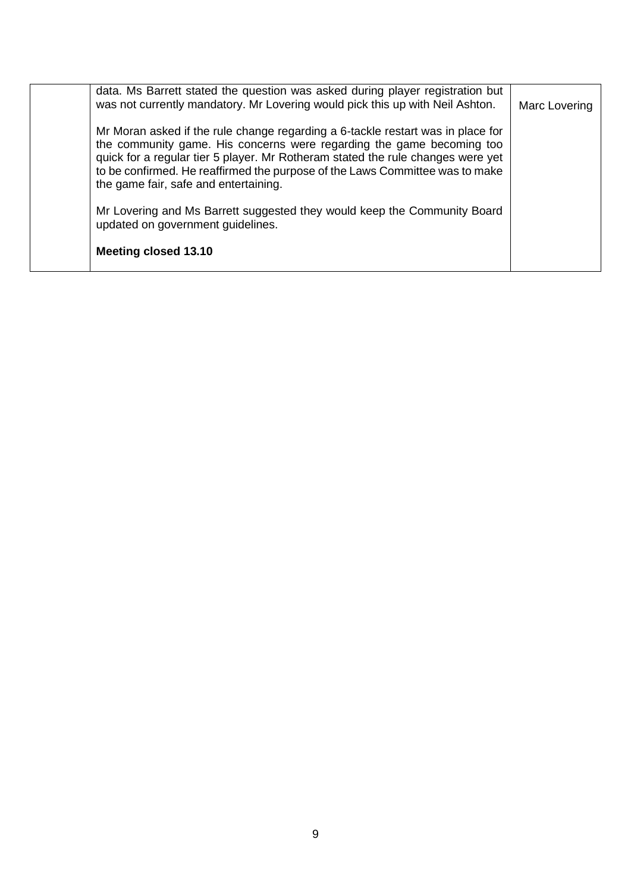| | | |
|---|---|---|
| | data. Ms Barrett stated the question was asked during player registration but was not currently mandatory. Mr Lovering would pick this up with Neil Ashton.<br><br>Mr Moran asked if the rule change regarding a 6-tackle restart was in place for the community game. His concerns were regarding the game becoming too quick for a regular tier 5 player. Mr Rotheram stated the rule changes were yet to be confirmed. He reaffirmed the purpose of the Laws Committee was to make the game fair, safe and entertaining.<br><br>Mr Lovering and Ms Barrett suggested they would keep the Community Board updated on government guidelines.<br><br>**Meeting closed 13.10** | Marc Lovering |